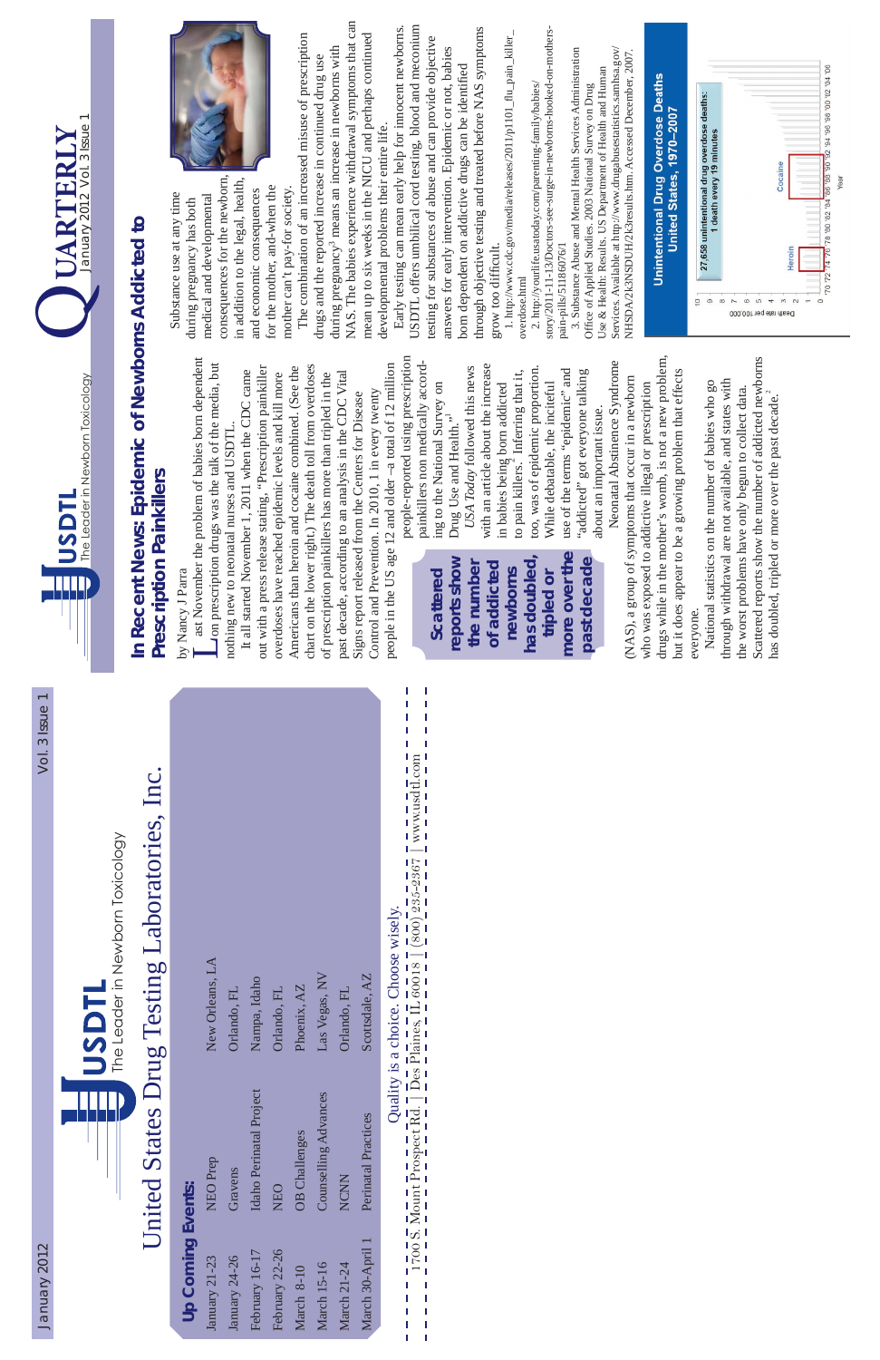# United States Drug Testing Laboratories, Inc.

USDTL — The Leader in Newborn Toxicology

## Up Coming Events:

| Date | Event | Location |
|---|---|---|
| January 21-23 | NEO Prep | New Orleans, LA |
| January 24-26 | Gravens | Orlando, FL |
| February 16-17 | Idaho Perinatal Project | Nampa, Idaho |
| February 22-26 | NEO | Orlando, FL |
| March 8-10 | OB Challenges | Phoenix, AZ |
| March 15-16 | Counselling Advances | Las Vegas, NV |
| March 21-24 | NCNN | Orlando, FL |
| March 30-April 1 | Perinatal Practices | Scottsdale, AZ |

Quality is a choice. Choose wisely.

1700 S. Mount Prospect Rd. | Des Plaines, IL 60018 | (800) 235-2367 | www.usdtl.com

---

USDTL — The Leader in Newborn Toxicology

# QUARTERLY

January 2012 Vol. 3 Issue 1

## In Recent News: Epidemic of Newborns Addicted to Prescription Painkillers

by Nancy J Parra

Last November the problem of babies born dependent on prescription drugs was the talk of the media, but nothing new to neonatal nurses and USDTL.

It all started November 1, 2011 when the CDC came out with a press release stating, "Prescription painkiller overdoses have reached epidemic levels and kill more Americans than heroin and cocaine combined. (See the chart on the lower right.) The death toll from overdoses of prescription painkillers has more than tripled in the past decade, according to an analysis in the CDC Vital Signs report released from the Centers for Disease Control and Prevention. In 2010, 1 in every twenty people in the US age 12 and older –a total of 12 million people-reported using prescription painkillers non medically according to the National Survey on Drug Use and Health."[1]

> **Scattered reports show the number of addicted newborns has doubled, tripled or more over the past decade**

*USA Today* followed this news with an article about the increase in babies being born addicted to pain killers.[2] Inferring that it, too, was of epidemic proportion. While debatable, the inciteful use of the terms "epidemic" and "addicted" got everyone talking about an important issue.

Neonatal Abstinence Syndrome (NAS), a group of symptoms that occur in a newborn who was exposed to addictive illegal or prescription drugs while in the mother's womb, is not a new problem, but it does appear to be a growing problem that effects everyone.

National statistics on the number of babies who go through withdrawal are not available, and states with the worst problems have only begun to collect data. Scattered reports show the number of addicted newborns has doubled, tripled or more over the past decade.[2]

Substance use at any time during pregnancy has both medical and developmental consequences for the newborn, in addition to the legal, health, and economic consequences for the mother, and–when the mother can't pay–for society.

The combination of an increased misuse of prescription drugs and the reported increase in continued drug use during pregnancy[3] means an increase in newborns with NAS. The babies experience withdrawal symptoms that can mean up to six weeks in the NICU and perhaps continued developmental problems their entire life.

Early testing can mean early help for innocent newborns. USDTL offers umbilical cord testing, blood and meconium testing for substances of abuse and can provide objective answers for early intervention. Epidemic or not, babies born dependent on addictive drugs can be identified through objective testing and treated before NAS symptoms grow too difficult.

1. http://www.cdc.gov/media/releases/2011/p1101_flu_pain_killer_overdose.html
2. http://yourlife.usatoday.com/parenting-family/babies/story/2011-11-13/Doctors-see-surge-in-newborns-hooked-on-mothers-pain-pills/51186076/1
3. Substance Abuse and Mental Health Services Administration Office of Applied Studies. 2003 National Survey on Drug Use & Health: Results. US Department of Health and Human Services. Available at http://www.drugabusestatistics.samhsa.gov/NHSDA/2k3NSDUH/2k3results.htm. Accessed December, 2007.

**Unintentional Drug Overdose Deaths United States, 1970–2007**

27,658 unintentional drug overdose deaths: 1 death every 19 minutes

Death rate per 100,000 (0–10) by Year ('70–'06); Heroin; Cocaine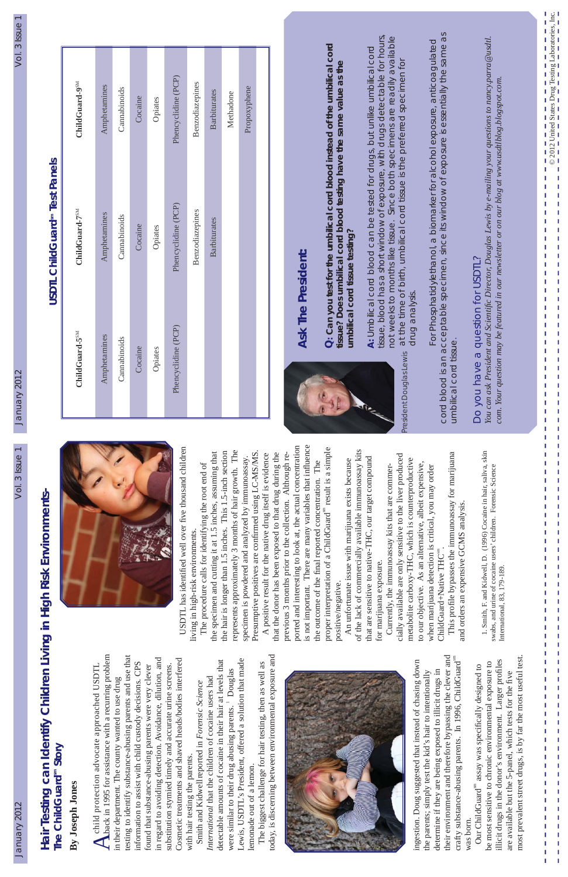# Hair Testing can Identify Children Living in High Risk Environments- The ChildGuard℠ Story

**By Joseph Jones**

A child protection advocate approached USDTL back in 1995 for assistance with a recurring problem in their department. The county wanted to use drug testing to identify substance-abusing parents and use that information to assist with child custody decisions. CPS found that substance-abusing parents were very clever in regard to avoiding detection. Avoidance, dilution, and substitution stymied timely and accurate urine screens. Cosmetic treatments and shaved heads/bodies interfered with hair testing the parents.

Smith and Kidwell reported in *Forensic Science International* that the children of cocaine users had detectable amounts of cocaine in their hair at levels that were similar to their drug abusing parents.[1] Douglas Lewis, USDTL's President, offered a solution that made lemonade out of a lemon.

The biggest challenge for hair testing, then as well as today, is discerning between environmental exposure and ingestion. Doug suggested that instead of chasing down the parents; simply test the kid's hair to intentionally determine if they are being exposed to illicit drugs in their environment and therefore bypassing the clever and crafty substance-abusing parents. In 1996, ChildGuard℠ was born.

Our ChildGuard℠ assay was specifically designed to be most sensitive to chronic environmental exposure to illicit drugs in the donor's environment. Larger profiles are available but the 5-panel, which tests for the five most prevalent street drugs, is by far the most useful test. USDTL has identified well over five thousand children living in high-risk environments.

The procedure calls for identifying the root end of the specimen and cutting it at 1.5 inches, assuming that the hair is longer than 1.5-inches. This 1.5-inch section represents approximately 3 months of hair growth. The specimen is powdered and analyzed by immunoassay. Presumptive positives are confirmed using LC-MS/MS.

A positive result for the native drug itself is evidence that the donor has been exposed to that drug during the previous 3 months prior to the collection. Although reported and interesting to look at, the actual concentration is not important. There are many variables that influence the outcome of the final reported concentration. The proper interpretation of a ChildGuard℠ result is a simple positive/negative.

An unfortunate issue with marijuana exists because of the lack of commercially available immunoassay kits that are sensitive to native-THC, our target compound for marijuana exposure.

Currently, the immunoassay kits that are commercially available are only sensitive to the liver produced metabolite carboxy-THC, which is counterproductive to our objective. As an alternative, albeit expensive, when marijuana detection is critical, you may order ChildGuard+Native THC℠.

This profile bypasses the immunoassay for marijuana and orders an expensive GCMS analysis.

1. Smith, F. and Kidwell, D. (1996) Cocaine in hair, saliva, skin swabs, and urine of cocaine users' children. Forensic Science International, 83, 179-189.

## USDTL ChildGuard℠ Test Panels

| ChildGuard-5℠ | ChildGuard-7℠ | ChildGuard-9℠ |
|---|---|---|
| Amphetamines | Amphetamines | Amphetamines |
| Cannabinoids | Cannabinoids | Cannabinoids |
| Cocaine | Cocaine | Cocaine |
| Opiates | Opiates | Opiates |
| Phencyclidine (PCP) | Phencyclidine (PCP) | Phencyclidine (PCP) |
| | Benzodiazepines | Benzodiazepines |
| | Barbiturates | Barbiturates |
| | | Methadone |
| | | Propoxyphene |

## Ask The President:

President Douglas Lewis

**Q: Can you test for the umbilical cord blood instead of the umbilical cord tissue? Does umbilical cord blood testing have the same value as the umbilical cord tissue testing?**

**A:** Umbilical cord blood can be tested for drugs, but unlike umbilical cord tissue, blood has a short window of exposure, with drugs detectable for hours, not weeks to months like tissue. Since both specimens are readily available at the time of birth, umbilical cord tissue is the preferred specimen for drug analysis.

For Phosphatidylethanol, a biomarker for alcohol exposure, anticoagulated cord blood is an acceptable specimen, since its window of exposure is essentially the same as umbilical cord tissue.

Do you have a question for USDTL?

*You can ask President and Scientific Director, Douglas Lewis by e-mailing your questions to nancy.parra@usdtl.com. Your question may be featured in our newsletter or on our blog at www.usdtlblog.blogspot.com.*

© 2012 United States Drug Testing Laboratories, Inc.